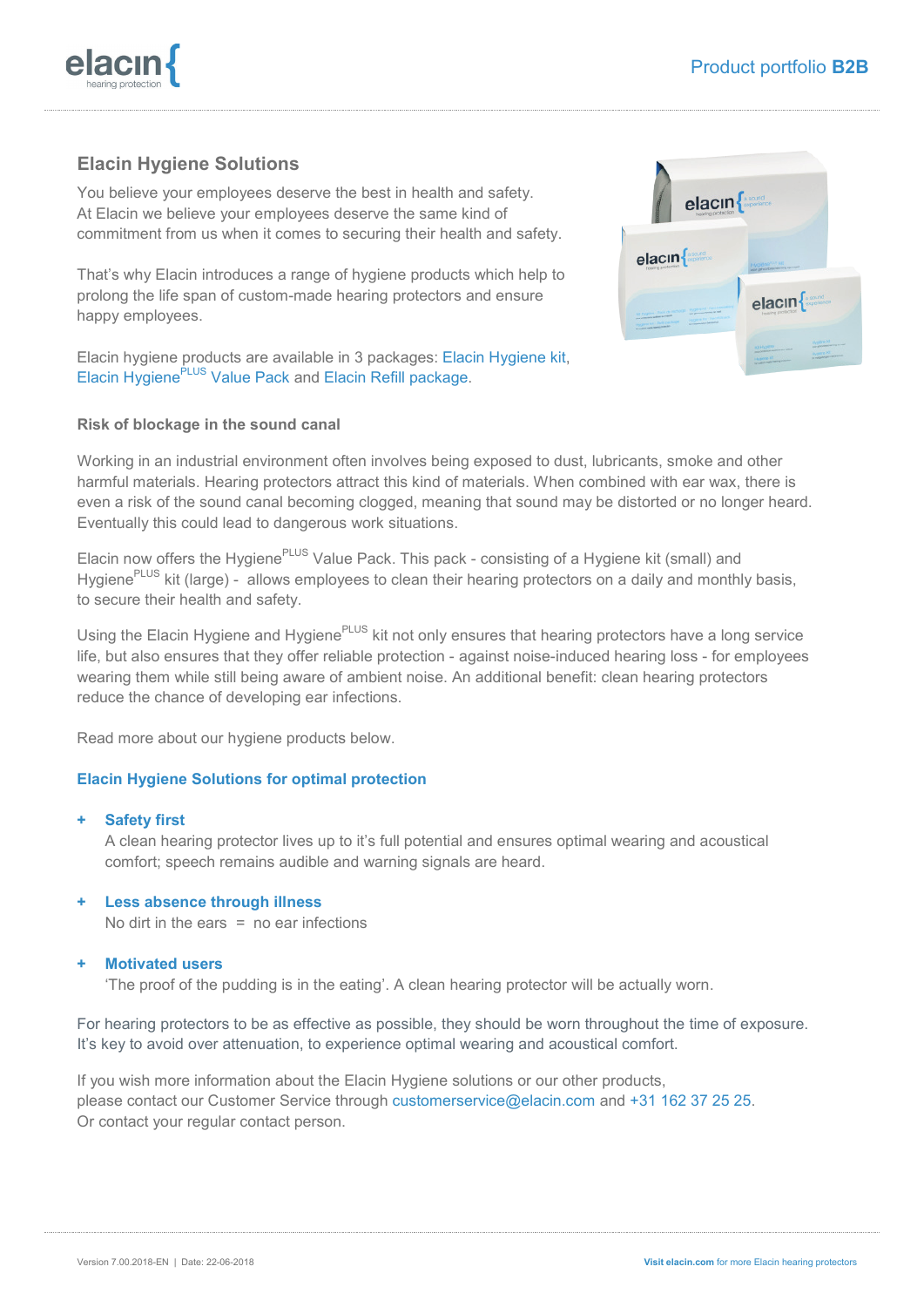Product portfolio **B2B**

## Elacin Hygiene Solutions

You believe your employees deserve the best in health and safety. At Elacin we believe your employees deserve the same kind of commitment from us when it comes to securing their health and safety.

That's why Elacin introduces a range of hygiene products which help to prolong the life span of custom-made hearing protectors and ensure happy employees.

Elacin hygiene products are available in 3 packages: Elacin Hygiene kit, Elacin Hygiene[PLUS] Value Pack and Elacin Refill package.

### Risk of blockage in the sound canal

Working in an industrial environment often involves being exposed to dust, lubricants, smoke and other harmful materials. Hearing protectors attract this kind of materials. When combined with ear wax, there is even a risk of the sound canal becoming clogged, meaning that sound may be distorted or no longer heard. Eventually this could lead to dangerous work situations.

Elacin now offers the Hygiene[PLUS] Value Pack. This pack - consisting of a Hygiene kit (small) and Hygiene[PLUS] kit (large) - allows employees to clean their hearing protectors on a daily and monthly basis, to secure their health and safety.

Using the Elacin Hygiene and Hygiene[PLUS] kit not only ensures that hearing protectors have a long service life, but also ensures that they offer reliable protection - against noise-induced hearing loss - for employees wearing them while still being aware of ambient noise. An additional benefit: clean hearing protectors reduce the chance of developing ear infections.

Read more about our hygiene products below.

### Elacin Hygiene Solutions for optimal protection

+ **Safety first**
  A clean hearing protector lives up to it's full potential and ensures optimal wearing and acoustical comfort; speech remains audible and warning signals are heard.

+ **Less absence through illness**
  No dirt in the ears = no ear infections

+ **Motivated users**
  'The proof of the pudding is in the eating'. A clean hearing protector will be actually worn.

For hearing protectors to be as effective as possible, they should be worn throughout the time of exposure. It's key to avoid over attenuation, to experience optimal wearing and acoustical comfort.

If you wish more information about the Elacin Hygiene solutions or our other products, please contact our Customer Service through customerservice@elacin.com and +31 162 37 25 25. Or contact your regular contact person.

Version 7.00.2018-EN | Date: 22-06-2018

**Visit elacin.com** for more Elacin hearing protectors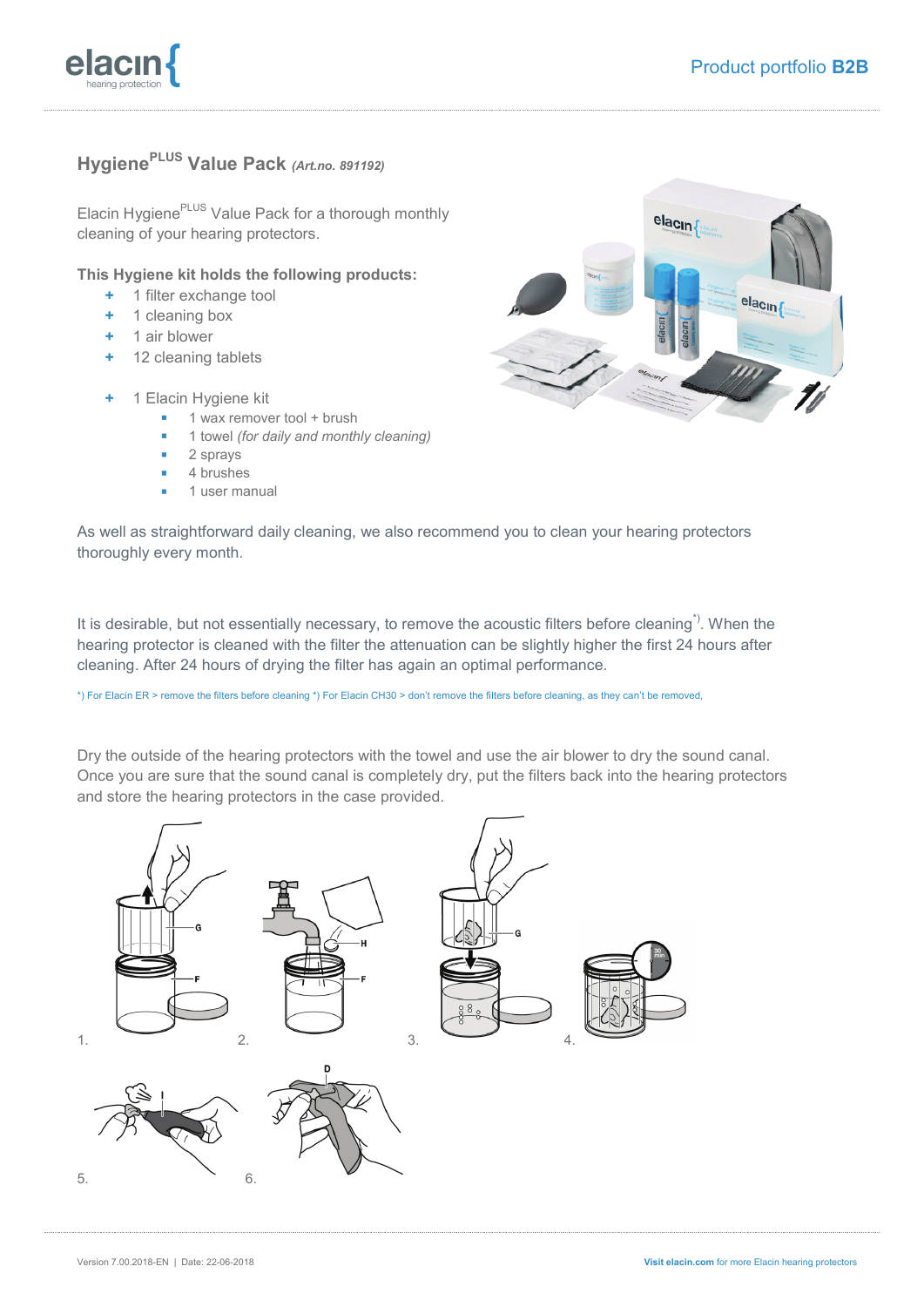## Hygiene PLUS Value Pack *(Art.no. 891192)*

Elacin Hygiene PLUS Value Pack for a thorough monthly cleaning of your hearing protectors.

**This Hygiene kit holds the following products:**

- 1 filter exchange tool
- 1 cleaning box
- 1 air blower
- 12 cleaning tablets

- 1 Elacin Hygiene kit
  - 1 wax remover tool + brush
  - 1 towel *(for daily and monthly cleaning)*
  - 2 sprays
  - 4 brushes
  - 1 user manual

As well as straightforward daily cleaning, we also recommend you to clean your hearing protectors thoroughly every month.

It is desirable, but not essentially necessary, to remove the acoustic filters before cleaning*). When the hearing protector is cleaned with the filter the attenuation can be slightly higher the first 24 hours after cleaning. After 24 hours of drying the filter has again an optimal performance.

*) For Elacin ER > remove the filters before cleaning *) For Elacin CH30 > don't remove the filters before cleaning, as they can't be removed.

Dry the outside of the hearing protectors with the towel and use the air blower to dry the sound canal. Once you are sure that the sound canal is completely dry, put the filters back into the hearing protectors and store the hearing protectors in the case provided.

1. 2. 3. 4.

5. 6.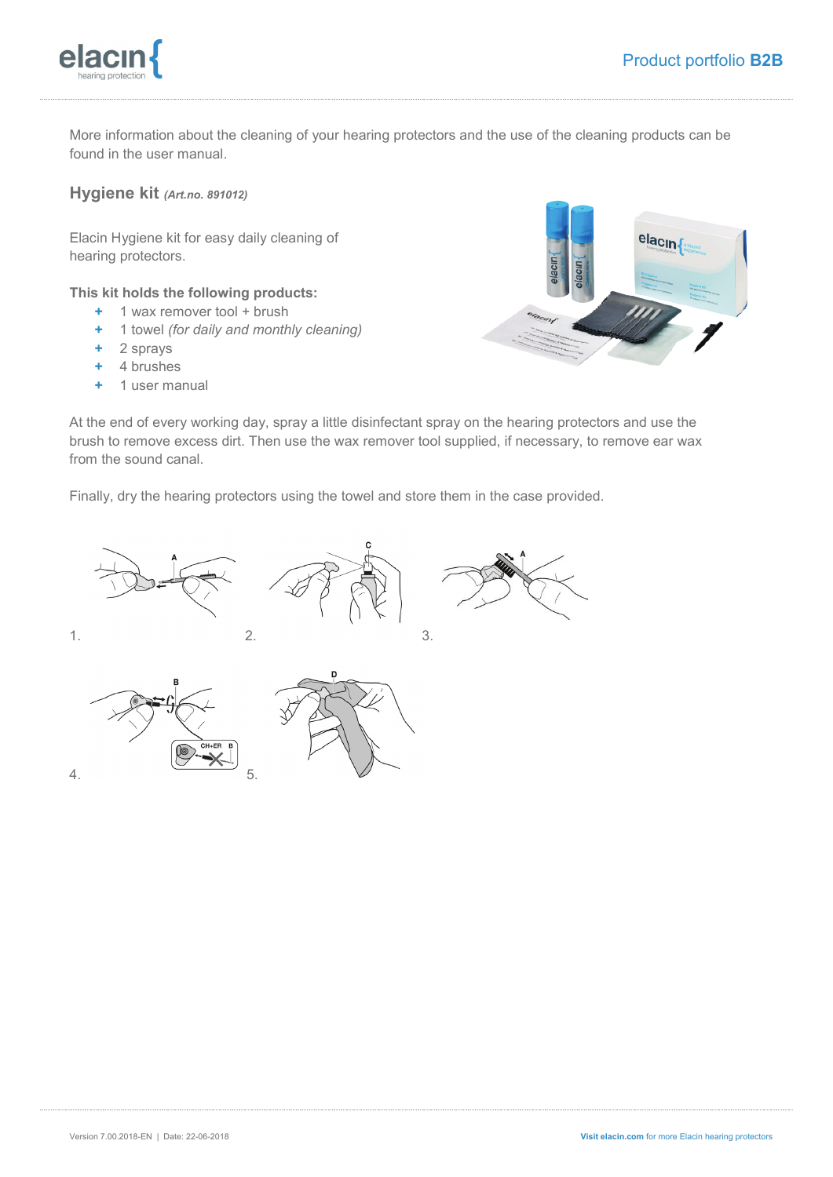More information about the cleaning of your hearing protectors and the use of the cleaning products can be found in the user manual.

## Hygiene kit *(Art.no. 891012)*

Elacin Hygiene kit for easy daily cleaning of hearing protectors.

**This kit holds the following products:**

- 1 wax remover tool + brush
- 1 towel *(for daily and monthly cleaning)*
- 2 sprays
- 4 brushes
- 1 user manual

At the end of every working day, spray a little disinfectant spray on the hearing protectors and use the brush to remove excess dirt. Then use the wax remover tool supplied, if necessary, to remove ear wax from the sound canal.

Finally, dry the hearing protectors using the towel and store them in the case provided.

1.

2.

3.

4.

5.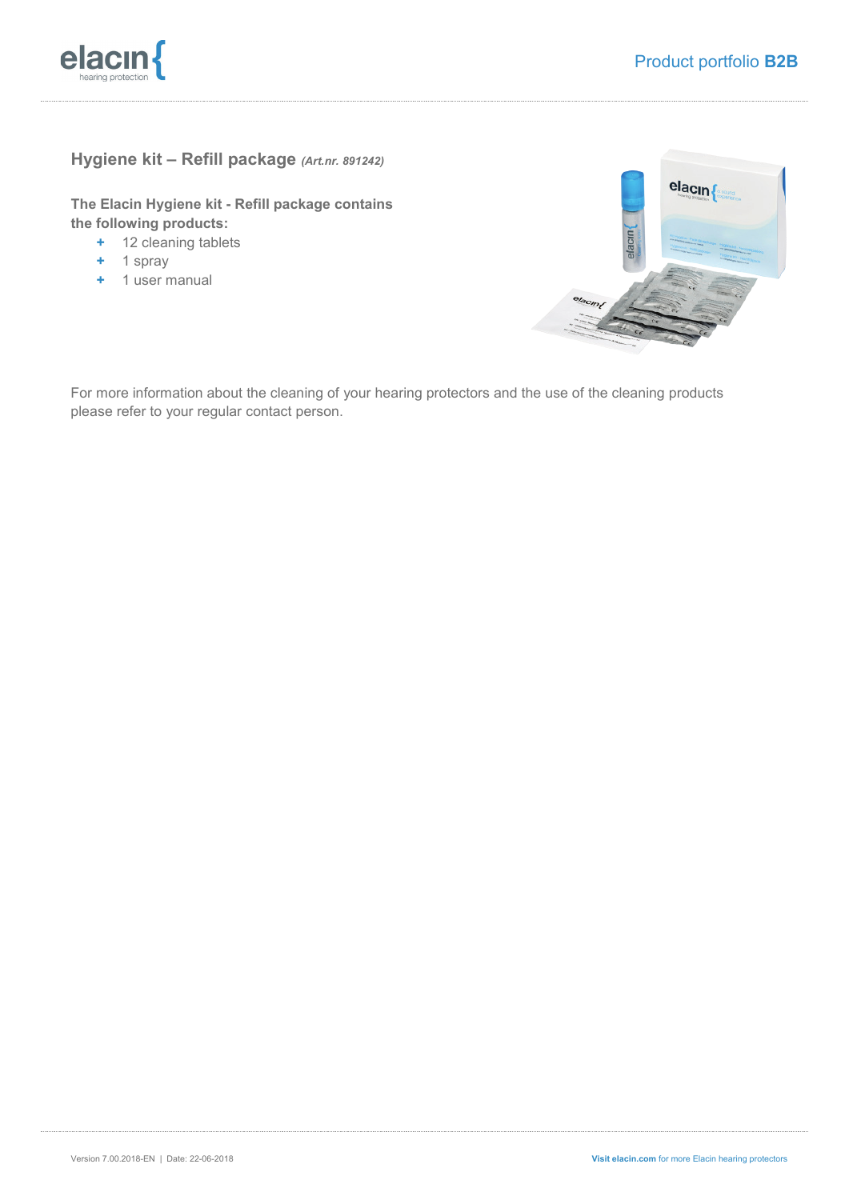## Hygiene kit – Refill package *(Art.nr. 891242)*

**The Elacin Hygiene kit - Refill package contains the following products:**

- 12 cleaning tablets
- 1 spray
- 1 user manual

For more information about the cleaning of your hearing protectors and the use of the cleaning products please refer to your regular contact person.